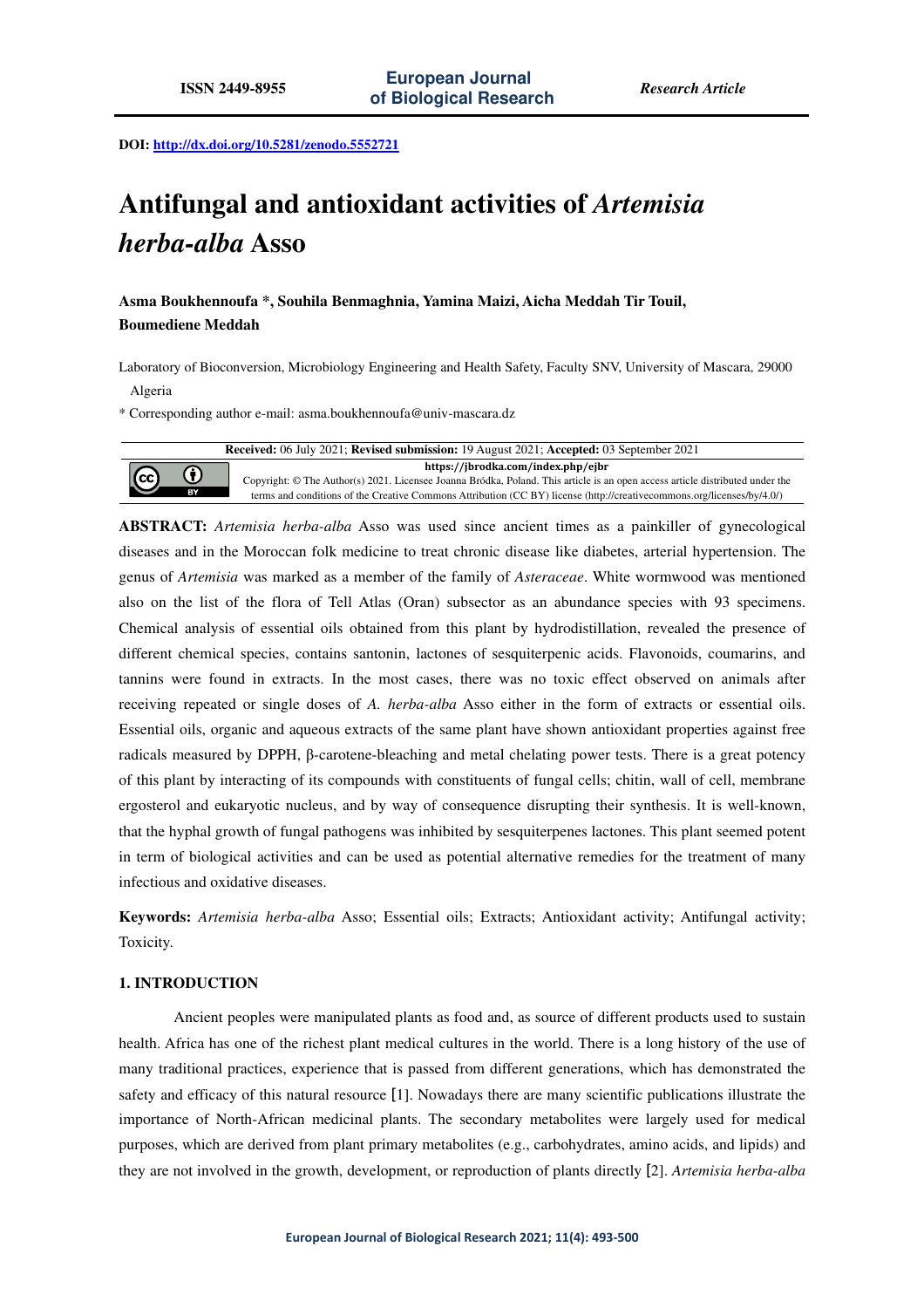DOI: http://dx.doi.org/10.5281/zenodo.5552721

# Antifungal and antioxidant activities of *Artemisia herba-alba* Asso

**Asma Boukhennoufa \*, Souhila Benmaghnia, Yamina Maizi, Aicha Meddah Tir Touil, Boumediene Meddah**

Laboratory of Bioconversion, Microbiology Engineering and Health Safety, Faculty SNV, University of Mascara, 29000 Algeria

\* Corresponding author e-mail: asma.boukhennoufa@univ-mascara.dz

**Received:** 06 July 2021; **Revised submission:** 19 August 2021; **Accepted:** 03 September 2021

**https://jbrodka.com/index.php/ejbr**

Copyright: © The Author(s) 2021. Licensee Joanna Bródka, Poland. This article is an open access article distributed under the terms and conditions of the Creative Commons Attribution (CC BY) license (http://creativecommons.org/licenses/by/4.0/)

**ABSTRACT:** *Artemisia herba-alba* Asso was used since ancient times as a painkiller of gynecological diseases and in the Moroccan folk medicine to treat chronic disease like diabetes, arterial hypertension. The genus of *Artemisia* was marked as a member of the family of *Asteraceae*. White wormwood was mentioned also on the list of the flora of Tell Atlas (Oran) subsector as an abundance species with 93 specimens. Chemical analysis of essential oils obtained from this plant by hydrodistillation, revealed the presence of different chemical species, contains santonin, lactones of sesquiterpenic acids. Flavonoids, coumarins, and tannins were found in extracts. In the most cases, there was no toxic effect observed on animals after receiving repeated or single doses of *A. herba-alba* Asso either in the form of extracts or essential oils. Essential oils, organic and aqueous extracts of the same plant have shown antioxidant properties against free radicals measured by DPPH, β-carotene-bleaching and metal chelating power tests. There is a great potency of this plant by interacting of its compounds with constituents of fungal cells; chitin, wall of cell, membrane ergosterol and eukaryotic nucleus, and by way of consequence disrupting their synthesis. It is well-known, that the hyphal growth of fungal pathogens was inhibited by sesquiterpenes lactones. This plant seemed potent in term of biological activities and can be used as potential alternative remedies for the treatment of many infectious and oxidative diseases.

**Keywords:** *Artemisia herba-alba* Asso; Essential oils; Extracts; Antioxidant activity; Antifungal activity; Toxicity.

## 1. INTRODUCTION

Ancient peoples were manipulated plants as food and, as source of different products used to sustain health. Africa has one of the richest plant medical cultures in the world. There is a long history of the use of many traditional practices, experience that is passed from different generations, which has demonstrated the safety and efficacy of this natural resource [1]. Nowadays there are many scientific publications illustrate the importance of North-African medicinal plants. The secondary metabolites were largely used for medical purposes, which are derived from plant primary metabolites (e.g., carbohydrates, amino acids, and lipids) and they are not involved in the growth, development, or reproduction of plants directly [2]. *Artemisia herba-alba*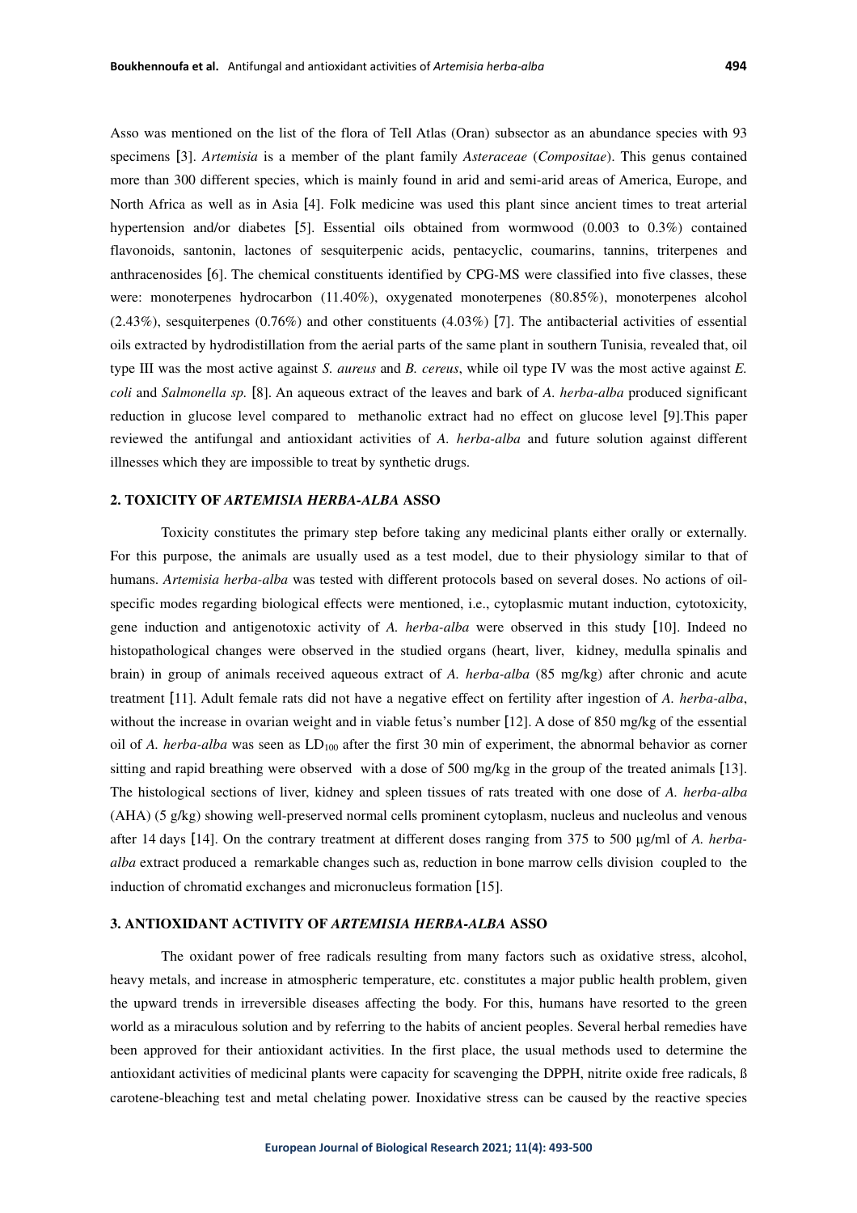Asso was mentioned on the list of the flora of Tell Atlas (Oran) subsector as an abundance species with 93 specimens [3]. *Artemisia* is a member of the plant family *Asteraceae* (*Compositae*). This genus contained more than 300 different species, which is mainly found in arid and semi-arid areas of America, Europe, and North Africa as well as in Asia [4]. Folk medicine was used this plant since ancient times to treat arterial hypertension and/or diabetes [5]. Essential oils obtained from wormwood (0.003 to 0.3%) contained flavonoids, santonin, lactones of sesquiterpenic acids, pentacyclic, coumarins, tannins, triterpenes and anthracenosides [6]. The chemical constituents identified by CPG-MS were classified into five classes, these were: monoterpenes hydrocarbon (11.40%), oxygenated monoterpenes (80.85%), monoterpenes alcohol (2.43%), sesquiterpenes (0.76%) and other constituents (4.03%) [7]. The antibacterial activities of essential oils extracted by hydrodistillation from the aerial parts of the same plant in southern Tunisia, revealed that, oil type III was the most active against *S. aureus* and *B. cereus*, while oil type IV was the most active against *E. coli* and *Salmonella sp.* [8]. An aqueous extract of the leaves and bark of *A. herba-alba* produced significant reduction in glucose level compared to methanolic extract had no effect on glucose level [9].This paper reviewed the antifungal and antioxidant activities of *A. herba-alba* and future solution against different illnesses which they are impossible to treat by synthetic drugs.

## 2. TOXICITY OF *ARTEMISIA HERBA-ALBA* ASSO

Toxicity constitutes the primary step before taking any medicinal plants either orally or externally. For this purpose, the animals are usually used as a test model, due to their physiology similar to that of humans. *Artemisia herba-alba* was tested with different protocols based on several doses. No actions of oil-specific modes regarding biological effects were mentioned, i.e., cytoplasmic mutant induction, cytotoxicity, gene induction and antigenotoxic activity of *A. herba-alba* were observed in this study [10]. Indeed no histopathological changes were observed in the studied organs (heart, liver, kidney, medulla spinalis and brain) in group of animals received aqueous extract of *A. herba-alba* (85 mg/kg) after chronic and acute treatment [11]. Adult female rats did not have a negative effect on fertility after ingestion of *A. herba-alba*, without the increase in ovarian weight and in viable fetus's number [12]. A dose of 850 mg/kg of the essential oil of *A. herba-alba* was seen as $LD_{100}$ after the first 30 min of experiment, the abnormal behavior as corner sitting and rapid breathing were observed with a dose of 500 mg/kg in the group of the treated animals [13]. The histological sections of liver, kidney and spleen tissues of rats treated with one dose of *A. herba-alba* (AHA) (5 g/kg) showing well-preserved normal cells prominent cytoplasm, nucleus and nucleolus and venous after 14 days [14]. On the contrary treatment at different doses ranging from 375 to 500 µg/ml of *A. herba-alba* extract produced a remarkable changes such as, reduction in bone marrow cells division coupled to the induction of chromatid exchanges and micronucleus formation [15].

## 3. ANTIOXIDANT ACTIVITY OF *ARTEMISIA HERBA-ALBA* ASSO

The oxidant power of free radicals resulting from many factors such as oxidative stress, alcohol, heavy metals, and increase in atmospheric temperature, etc. constitutes a major public health problem, given the upward trends in irreversible diseases affecting the body. For this, humans have resorted to the green world as a miraculous solution and by referring to the habits of ancient peoples. Several herbal remedies have been approved for their antioxidant activities. In the first place, the usual methods used to determine the antioxidant activities of medicinal plants were capacity for scavenging the DPPH, nitrite oxide free radicals, ß carotene-bleaching test and metal chelating power. Inoxidative stress can be caused by the reactive species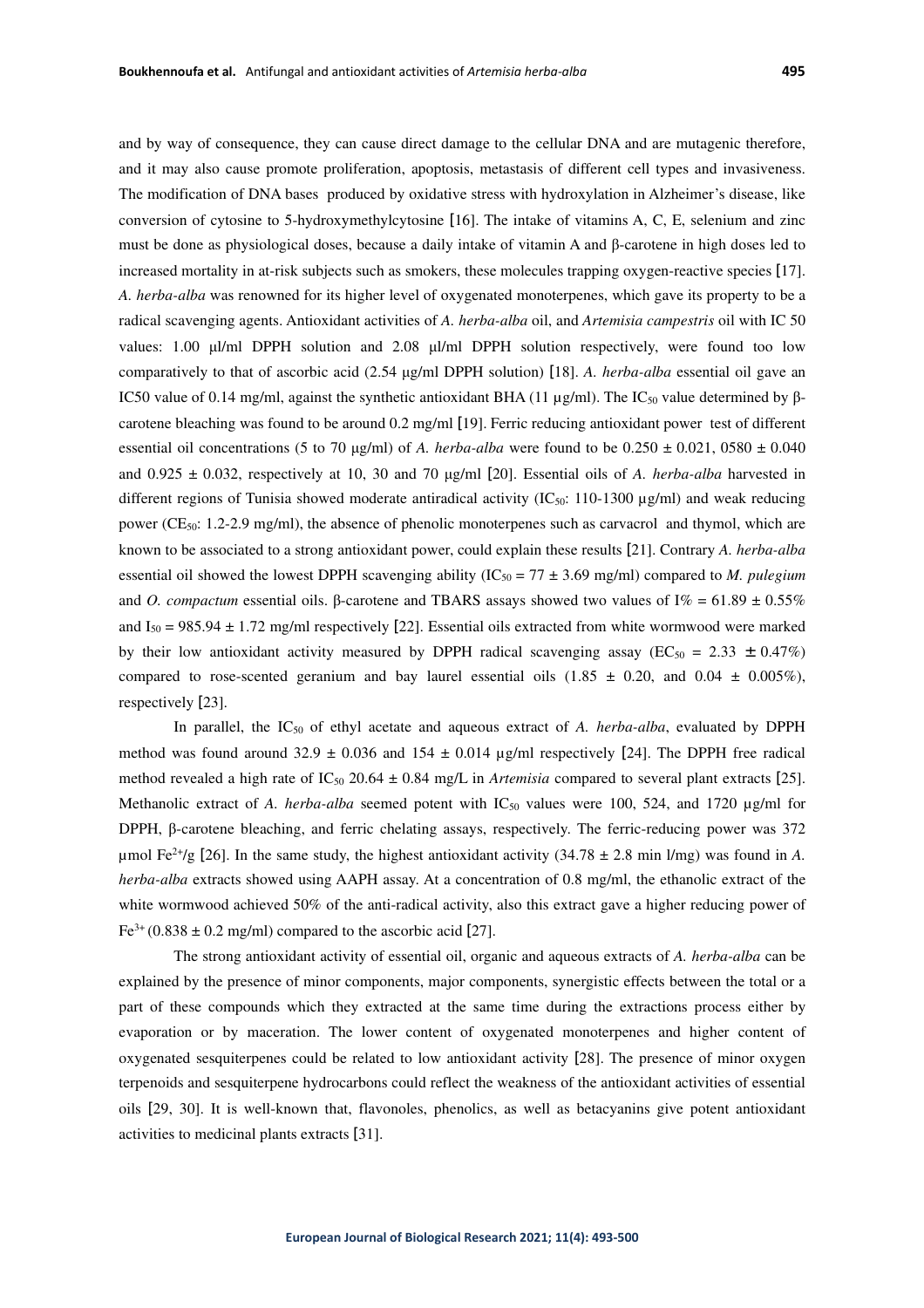and by way of consequence, they can cause direct damage to the cellular DNA and are mutagenic therefore, and it may also cause promote proliferation, apoptosis, metastasis of different cell types and invasiveness. The modification of DNA bases produced by oxidative stress with hydroxylation in Alzheimer's disease, like conversion of cytosine to 5-hydroxymethylcytosine [16]. The intake of vitamins A, C, E, selenium and zinc must be done as physiological doses, because a daily intake of vitamin A and β-carotene in high doses led to increased mortality in at-risk subjects such as smokers, these molecules trapping oxygen-reactive species [17]. *A. herba-alba* was renowned for its higher level of oxygenated monoterpenes, which gave its property to be a radical scavenging agents. Antioxidant activities of *A. herba-alba* oil, and *Artemisia campestris* oil with IC 50 values: 1.00 µl/ml DPPH solution and 2.08 µl/ml DPPH solution respectively, were found too low comparatively to that of ascorbic acid (2.54 µg/ml DPPH solution) [18]. *A. herba-alba* essential oil gave an IC50 value of 0.14 mg/ml, against the synthetic antioxidant BHA (11 µg/ml). The $IC_{50}$ value determined by β-carotene bleaching was found to be around 0.2 mg/ml [19]. Ferric reducing antioxidant power test of different essential oil concentrations (5 to 70 µg/ml) of *A. herba-alba* were found to be 0.250 ± 0.021, 0580 ± 0.040 and 0.925 ± 0.032, respectively at 10, 30 and 70 µg/ml [20]. Essential oils of *A. herba-alba* harvested in different regions of Tunisia showed moderate antiradical activity ($IC_{50}$: 110-1300 µg/ml) and weak reducing power ($CE_{50}$: 1.2-2.9 mg/ml), the absence of phenolic monoterpenes such as carvacrol and thymol, which are known to be associated to a strong antioxidant power, could explain these results [21]. Contrary *A. herba-alba* essential oil showed the lowest DPPH scavenging ability ($IC_{50}$ = 77 ± 3.69 mg/ml) compared to *M. pulegium* and *O. compactum* essential oils. β-carotene and TBARS assays showed two values of I% = 61.89 ± 0.55% and $I_{50}$ = 985.94 ± 1.72 mg/ml respectively [22]. Essential oils extracted from white wormwood were marked by their low antioxidant activity measured by DPPH radical scavenging assay ($EC_{50}$ = 2.33 ± 0.47%) compared to rose-scented geranium and bay laurel essential oils (1.85 ± 0.20, and 0.04 ± 0.005%), respectively [23].

In parallel, the $IC_{50}$ of ethyl acetate and aqueous extract of *A. herba-alba*, evaluated by DPPH method was found around 32.9 ± 0.036 and 154 ± 0.014 µg/ml respectively [24]. The DPPH free radical method revealed a high rate of $IC_{50}$ 20.64 ± 0.84 mg/L in *Artemisia* compared to several plant extracts [25]. Methanolic extract of *A. herba-alba* seemed potent with $IC_{50}$ values were 100, 524, and 1720 µg/ml for DPPH, β-carotene bleaching, and ferric chelating assays, respectively. The ferric-reducing power was 372 µmol $Fe^{2+}$/g [26]. In the same study, the highest antioxidant activity (34.78 ± 2.8 min l/mg) was found in *A. herba-alba* extracts showed using AAPH assay. At a concentration of 0.8 mg/ml, the ethanolic extract of the white wormwood achieved 50% of the anti-radical activity, also this extract gave a higher reducing power of $Fe^{3+}$ (0.838 ± 0.2 mg/ml) compared to the ascorbic acid [27].

The strong antioxidant activity of essential oil, organic and aqueous extracts of *A. herba-alba* can be explained by the presence of minor components, major components, synergistic effects between the total or a part of these compounds which they extracted at the same time during the extractions process either by evaporation or by maceration. The lower content of oxygenated monoterpenes and higher content of oxygenated sesquiterpenes could be related to low antioxidant activity [28]. The presence of minor oxygen terpenoids and sesquiterpene hydrocarbons could reflect the weakness of the antioxidant activities of essential oils [29, 30]. It is well-known that, flavonoles, phenolics, as well as betacyanins give potent antioxidant activities to medicinal plants extracts [31].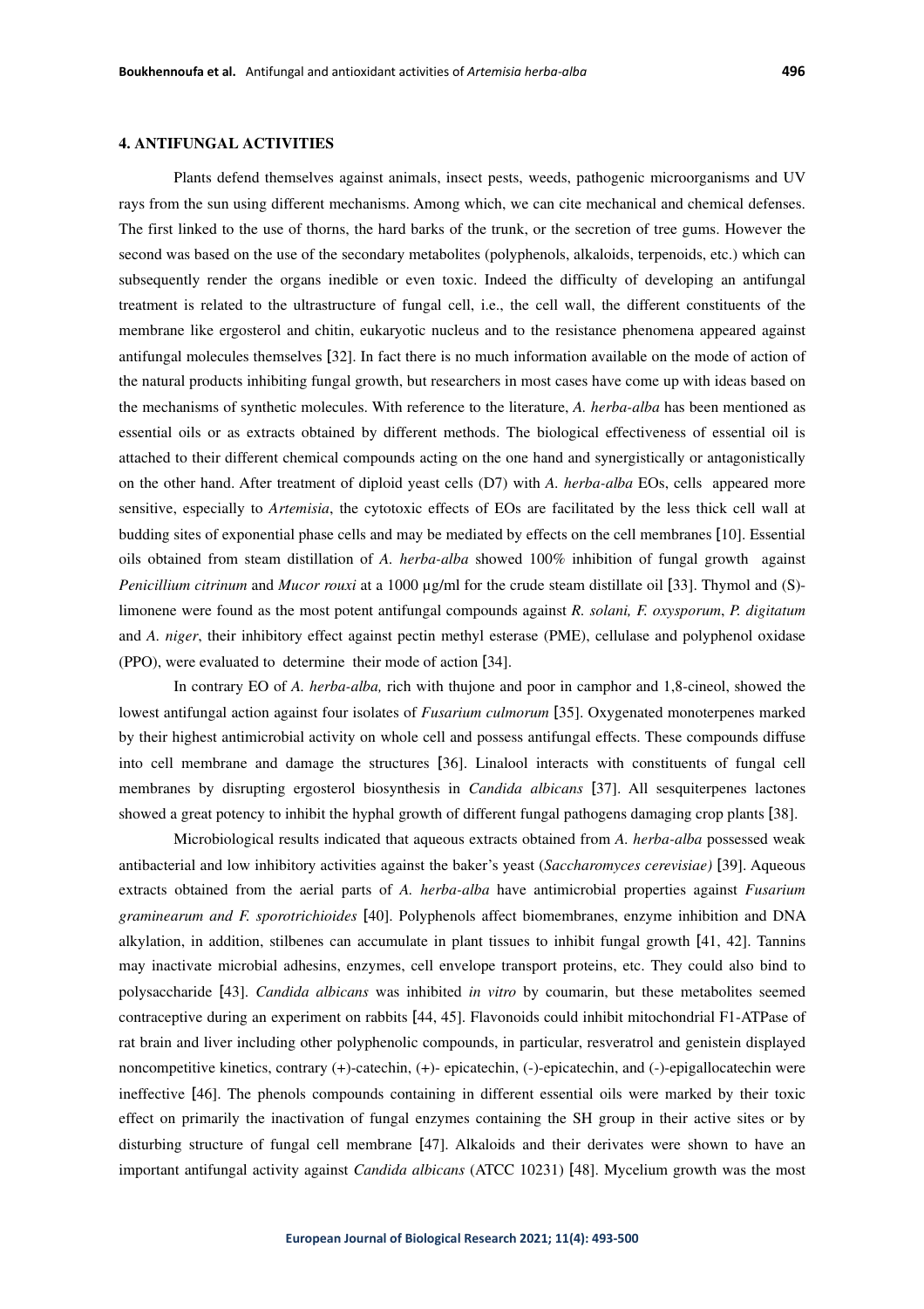## 4. ANTIFUNGAL ACTIVITIES

Plants defend themselves against animals, insect pests, weeds, pathogenic microorganisms and UV rays from the sun using different mechanisms. Among which, we can cite mechanical and chemical defenses. The first linked to the use of thorns, the hard barks of the trunk, or the secretion of tree gums. However the second was based on the use of the secondary metabolites (polyphenols, alkaloids, terpenoids, etc.) which can subsequently render the organs inedible or even toxic. Indeed the difficulty of developing an antifungal treatment is related to the ultrastructure of fungal cell, i.e., the cell wall, the different constituents of the membrane like ergosterol and chitin, eukaryotic nucleus and to the resistance phenomena appeared against antifungal molecules themselves [32]. In fact there is no much information available on the mode of action of the natural products inhibiting fungal growth, but researchers in most cases have come up with ideas based on the mechanisms of synthetic molecules. With reference to the literature, *A. herba-alba* has been mentioned as essential oils or as extracts obtained by different methods. The biological effectiveness of essential oil is attached to their different chemical compounds acting on the one hand and synergistically or antagonistically on the other hand. After treatment of diploid yeast cells (D7) with *A. herba-alba* EOs, cells appeared more sensitive, especially to *Artemisia*, the cytotoxic effects of EOs are facilitated by the less thick cell wall at budding sites of exponential phase cells and may be mediated by effects on the cell membranes [10]. Essential oils obtained from steam distillation of *A. herba-alba* showed 100% inhibition of fungal growth against *Penicillium citrinum* and *Mucor rouxi* at a 1000 µg/ml for the crude steam distillate oil [33]. Thymol and (S)-limonene were found as the most potent antifungal compounds against *R. solani, F. oxysporum*, *P. digitatum* and *A. niger*, their inhibitory effect against pectin methyl esterase (PME), cellulase and polyphenol oxidase (PPO), were evaluated to determine their mode of action [34].

In contrary EO of *A. herba-alba,* rich with thujone and poor in camphor and 1,8-cineol, showed the lowest antifungal action against four isolates of *Fusarium culmorum* [35]. Oxygenated monoterpenes marked by their highest antimicrobial activity on whole cell and possess antifungal effects. These compounds diffuse into cell membrane and damage the structures [36]. Linalool interacts with constituents of fungal cell membranes by disrupting ergosterol biosynthesis in *Candida albicans* [37]. All sesquiterpenes lactones showed a great potency to inhibit the hyphal growth of different fungal pathogens damaging crop plants [38].

Microbiological results indicated that aqueous extracts obtained from *A. herba-alba* possessed weak antibacterial and low inhibitory activities against the baker's yeast (*Saccharomyces cerevisiae)* [39]. Aqueous extracts obtained from the aerial parts of *A. herba-alba* have antimicrobial properties against *Fusarium graminearum and F. sporotrichioides* [40]. Polyphenols affect biomembranes, enzyme inhibition and DNA alkylation, in addition, stilbenes can accumulate in plant tissues to inhibit fungal growth [41, 42]. Tannins may inactivate microbial adhesins, enzymes, cell envelope transport proteins, etc. They could also bind to polysaccharide [43]. *Candida albicans* was inhibited *in vitro* by coumarin, but these metabolites seemed contraceptive during an experiment on rabbits [44, 45]. Flavonoids could inhibit mitochondrial F1-ATPase of rat brain and liver including other polyphenolic compounds, in particular, resveratrol and genistein displayed noncompetitive kinetics, contrary (+)-catechin, (+)- epicatechin, (-)-epicatechin, and (-)-epigallocatechin were ineffective [46]. The phenols compounds containing in different essential oils were marked by their toxic effect on primarily the inactivation of fungal enzymes containing the SH group in their active sites or by disturbing structure of fungal cell membrane [47]. Alkaloids and their derivates were shown to have an important antifungal activity against *Candida albicans* (ATCC 10231) [48]. Mycelium growth was the most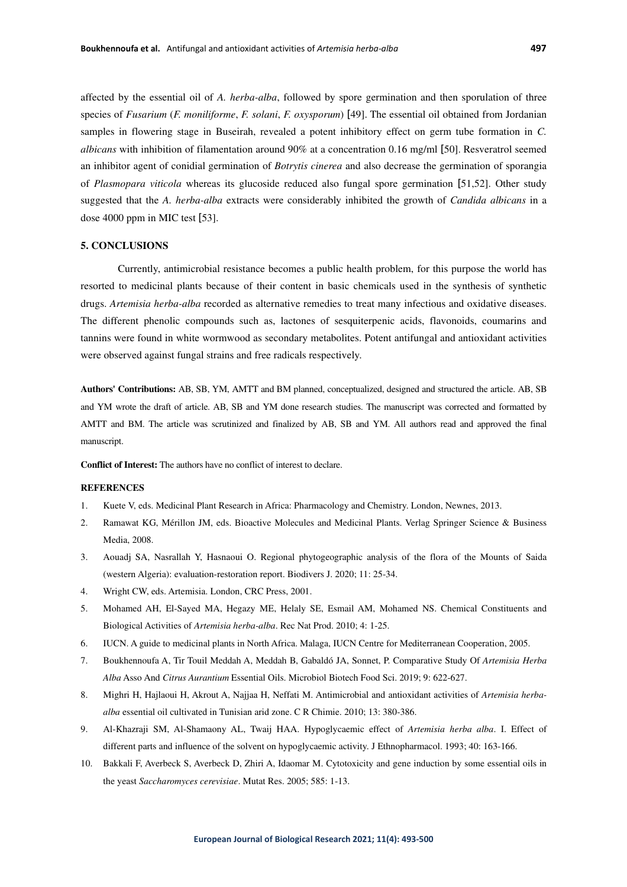affected by the essential oil of *A. herba-alba*, followed by spore germination and then sporulation of three species of *Fusarium* (*F. moniliforme*, *F. solani*, *F. oxysporum*) [49]. The essential oil obtained from Jordanian samples in flowering stage in Buseirah, revealed a potent inhibitory effect on germ tube formation in *C. albicans* with inhibition of filamentation around 90% at a concentration 0.16 mg/ml [50]. Resveratrol seemed an inhibitor agent of conidial germination of *Botrytis cinerea* and also decrease the germination of sporangia of *Plasmopara viticola* whereas its glucoside reduced also fungal spore germination [51,52]. Other study suggested that the *A. herba-alba* extracts were considerably inhibited the growth of *Candida albicans* in a dose 4000 ppm in MIC test [53].

## 5. CONCLUSIONS

Currently, antimicrobial resistance becomes a public health problem, for this purpose the world has resorted to medicinal plants because of their content in basic chemicals used in the synthesis of synthetic drugs. *Artemisia herba-alba* recorded as alternative remedies to treat many infectious and oxidative diseases. The different phenolic compounds such as, lactones of sesquiterpenic acids, flavonoids, coumarins and tannins were found in white wormwood as secondary metabolites. Potent antifungal and antioxidant activities were observed against fungal strains and free radicals respectively.

**Authors' Contributions:** AB, SB, YM, AMTT and BM planned, conceptualized, designed and structured the article. AB, SB and YM wrote the draft of article. AB, SB and YM done research studies. The manuscript was corrected and formatted by AMTT and BM. The article was scrutinized and finalized by AB, SB and YM. All authors read and approved the final manuscript.

**Conflict of Interest:** The authors have no conflict of interest to declare.

## REFERENCES

1. Kuete V, eds. Medicinal Plant Research in Africa: Pharmacology and Chemistry. London, Newnes, 2013.
2. Ramawat KG, Mérillon JM, eds. Bioactive Molecules and Medicinal Plants. Verlag Springer Science & Business Media, 2008.
3. Aouadj SA, Nasrallah Y, Hasnaoui O. Regional phytogeographic analysis of the flora of the Mounts of Saida (western Algeria): evaluation-restoration report. Biodivers J. 2020; 11: 25-34.
4. Wright CW, eds. Artemisia. London, CRC Press, 2001.
5. Mohamed AH, El-Sayed MA, Hegazy ME, Helaly SE, Esmail AM, Mohamed NS. Chemical Constituents and Biological Activities of *Artemisia herba-alba*. Rec Nat Prod. 2010; 4: 1-25.
6. IUCN. A guide to medicinal plants in North Africa. Malaga, IUCN Centre for Mediterranean Cooperation, 2005.
7. Boukhennoufa A, Tir Touil Meddah A, Meddah B, Gabaldó JA, Sonnet, P. Comparative Study Of *Artemisia Herba Alba* Asso And *Citrus Aurantium* Essential Oils. Microbiol Biotech Food Sci. 2019; 9: 622-627.
8. Mighri H, Hajlaoui H, Akrout A, Najjaa H, Neffati M. Antimicrobial and antioxidant activities of *Artemisia herba-alba* essential oil cultivated in Tunisian arid zone. C R Chimie. 2010; 13: 380-386.
9. Al-Khazraji SM, Al-Shamaony AL, Twaij HAA. Hypoglycaemic effect of *Artemisia herba alba*. I. Effect of different parts and influence of the solvent on hypoglycaemic activity. J Ethnopharmacol. 1993; 40: 163-166.
10. Bakkali F, Averbeck S, Averbeck D, Zhiri A, Idaomar M. Cytotoxicity and gene induction by some essential oils in the yeast *Saccharomyces cerevisiae*. Mutat Res. 2005; 585: 1-13.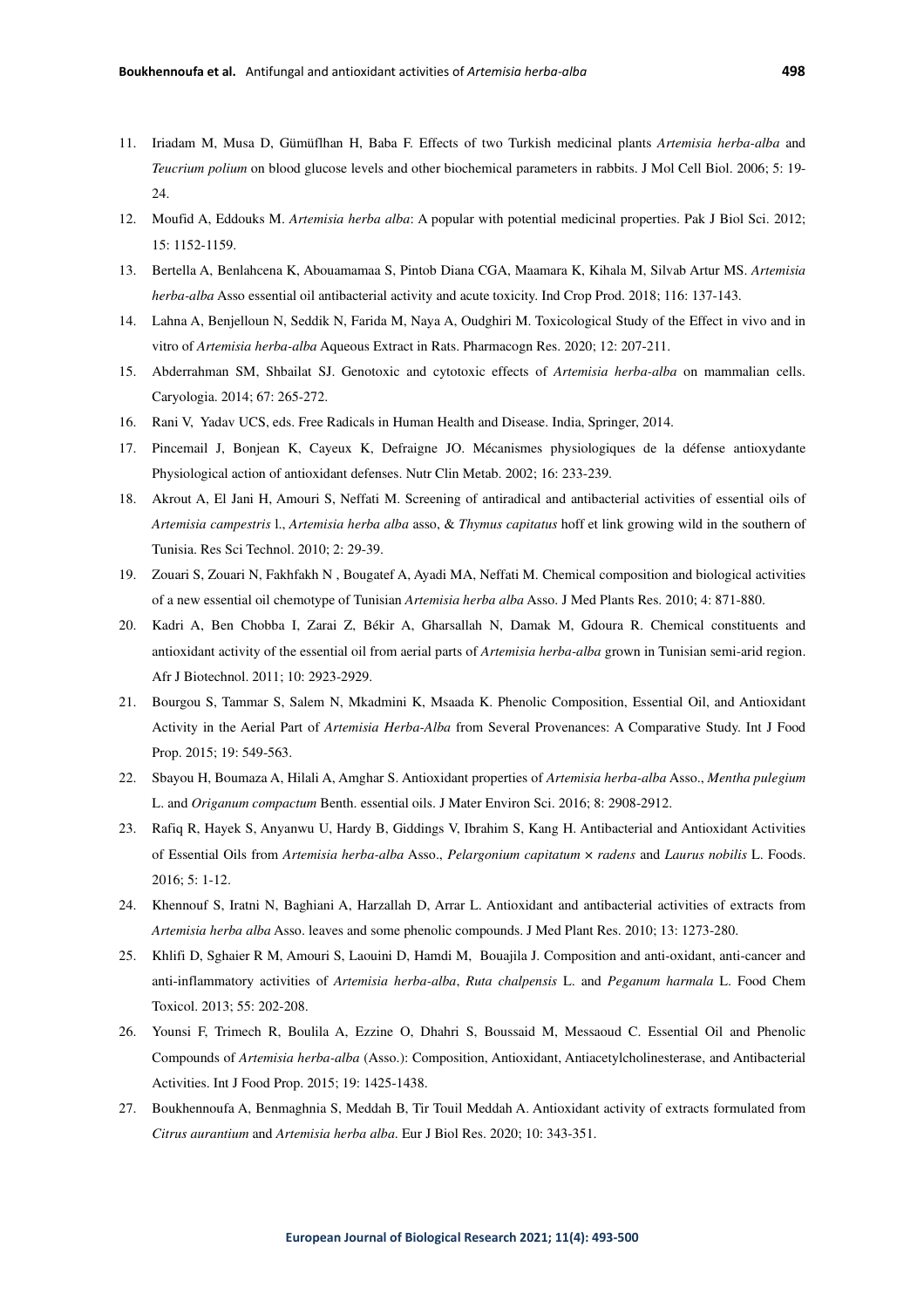11. Iriadam M, Musa D, Gümüflhan H, Baba F. Effects of two Turkish medicinal plants *Artemisia herba-alba* and *Teucrium polium* on blood glucose levels and other biochemical parameters in rabbits. J Mol Cell Biol. 2006; 5: 19-24.
12. Moufid A, Eddouks M. *Artemisia herba alba*: A popular with potential medicinal properties. Pak J Biol Sci. 2012; 15: 1152-1159.
13. Bertella A, Benlahcena K, Abouamamaa S, Pintob Diana CGA, Maamara K, Kihala M, Silvab Artur MS. *Artemisia herba-alba* Asso essential oil antibacterial activity and acute toxicity. Ind Crop Prod. 2018; 116: 137-143.
14. Lahna A, Benjelloun N, Seddik N, Farida M, Naya A, Oudghiri M. Toxicological Study of the Effect in vivo and in vitro of *Artemisia herba-alba* Aqueous Extract in Rats. Pharmacogn Res. 2020; 12: 207-211.
15. Abderrahman SM, Shbailat SJ. Genotoxic and cytotoxic effects of *Artemisia herba-alba* on mammalian cells. Caryologia. 2014; 67: 265-272.
16. Rani V, Yadav UCS, eds. Free Radicals in Human Health and Disease. India, Springer, 2014.
17. Pincemail J, Bonjean K, Cayeux K, Defraigne JO. Mécanismes physiologiques de la défense antioxydante Physiological action of antioxidant defenses. Nutr Clin Metab. 2002; 16: 233-239.
18. Akrout A, El Jani H, Amouri S, Neffati M. Screening of antiradical and antibacterial activities of essential oils of *Artemisia campestris* l., *Artemisia herba alba* asso, & *Thymus capitatus* hoff et link growing wild in the southern of Tunisia. Res Sci Technol. 2010; 2: 29-39.
19. Zouari S, Zouari N, Fakhfakh N , Bougatef A, Ayadi MA, Neffati M. Chemical composition and biological activities of a new essential oil chemotype of Tunisian *Artemisia herba alba* Asso. J Med Plants Res. 2010; 4: 871-880.
20. Kadri A, Ben Chobba I, Zarai Z, Békir A, Gharsallah N, Damak M, Gdoura R. Chemical constituents and antioxidant activity of the essential oil from aerial parts of *Artemisia herba-alba* grown in Tunisian semi-arid region. Afr J Biotechnol. 2011; 10: 2923-2929.
21. Bourgou S, Tammar S, Salem N, Mkadmini K, Msaada K. Phenolic Composition, Essential Oil, and Antioxidant Activity in the Aerial Part of *Artemisia Herba-Alba* from Several Provenances: A Comparative Study. Int J Food Prop. 2015; 19: 549-563.
22. Sbayou H, Boumaza A, Hilali A, Amghar S. Antioxidant properties of *Artemisia herba-alba* Asso., *Mentha pulegium* L. and *Origanum compactum* Benth. essential oils. J Mater Environ Sci. 2016; 8: 2908-2912.
23. Rafiq R, Hayek S, Anyanwu U, Hardy B, Giddings V, Ibrahim S, Kang H. Antibacterial and Antioxidant Activities of Essential Oils from *Artemisia herba-alba* Asso., *Pelargonium capitatum × radens* and *Laurus nobilis* L. Foods. 2016; 5: 1-12.
24. Khennouf S, Iratni N, Baghiani A, Harzallah D, Arrar L. Antioxidant and antibacterial activities of extracts from *Artemisia herba alba* Asso. leaves and some phenolic compounds. J Med Plant Res. 2010; 13: 1273-280.
25. Khlifi D, Sghaier R M, Amouri S, Laouini D, Hamdi M, Bouajila J. Composition and anti-oxidant, anti-cancer and anti-inflammatory activities of *Artemisia herba-alba*, *Ruta chalpensis* L. and *Peganum harmala* L. Food Chem Toxicol. 2013; 55: 202-208.
26. Younsi F, Trimech R, Boulila A, Ezzine O, Dhahri S, Boussaid M, Messaoud C. Essential Oil and Phenolic Compounds of *Artemisia herba-alba* (Asso.): Composition, Antioxidant, Antiacetylcholinesterase, and Antibacterial Activities. Int J Food Prop. 2015; 19: 1425-1438.
27. Boukhennoufa A, Benmaghnia S, Meddah B, Tir Touil Meddah A. Antioxidant activity of extracts formulated from *Citrus aurantium* and *Artemisia herba alba*. Eur J Biol Res. 2020; 10: 343-351.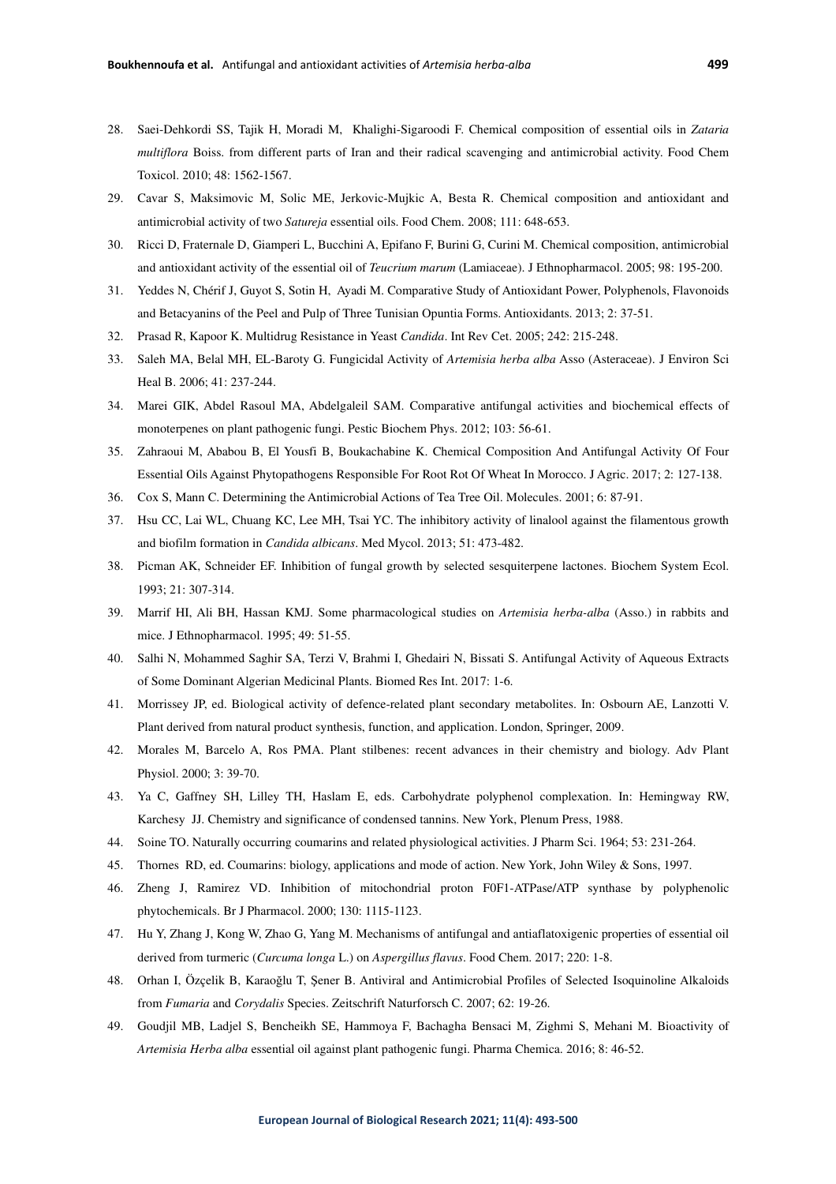28. Saei-Dehkordi SS, Tajik H, Moradi M, Khalighi-Sigaroodi F. Chemical composition of essential oils in *Zataria multiflora* Boiss. from different parts of Iran and their radical scavenging and antimicrobial activity. Food Chem Toxicol. 2010; 48: 1562-1567.
29. Cavar S, Maksimovic M, Solic ME, Jerkovic-Mujkic A, Besta R. Chemical composition and antioxidant and antimicrobial activity of two *Satureja* essential oils. Food Chem. 2008; 111: 648-653.
30. Ricci D, Fraternale D, Giamperi L, Bucchini A, Epifano F, Burini G, Curini M. Chemical composition, antimicrobial and antioxidant activity of the essential oil of *Teucrium marum* (Lamiaceae). J Ethnopharmacol. 2005; 98: 195-200.
31. Yeddes N, Chérif J, Guyot S, Sotin H, Ayadi M. Comparative Study of Antioxidant Power, Polyphenols, Flavonoids and Betacyanins of the Peel and Pulp of Three Tunisian Opuntia Forms. Antioxidants. 2013; 2: 37-51.
32. Prasad R, Kapoor K. Multidrug Resistance in Yeast *Candida*. Int Rev Cet. 2005; 242: 215-248.
33. Saleh MA, Belal MH, EL-Baroty G. Fungicidal Activity of *Artemisia herba alba* Asso (Asteraceae). J Environ Sci Heal B. 2006; 41: 237-244.
34. Marei GIK, Abdel Rasoul MA, Abdelgaleil SAM. Comparative antifungal activities and biochemical effects of monoterpenes on plant pathogenic fungi. Pestic Biochem Phys. 2012; 103: 56-61.
35. Zahraoui M, Ababou B, El Yousfi B, Boukachabine K. Chemical Composition And Antifungal Activity Of Four Essential Oils Against Phytopathogens Responsible For Root Rot Of Wheat In Morocco. J Agric. 2017; 2: 127-138.
36. Cox S, Mann C. Determining the Antimicrobial Actions of Tea Tree Oil. Molecules. 2001; 6: 87-91.
37. Hsu CC, Lai WL, Chuang KC, Lee MH, Tsai YC. The inhibitory activity of linalool against the filamentous growth and biofilm formation in *Candida albicans*. Med Mycol. 2013; 51: 473-482.
38. Picman AK, Schneider EF. Inhibition of fungal growth by selected sesquiterpene lactones. Biochem System Ecol. 1993; 21: 307-314.
39. Marrif HI, Ali BH, Hassan KMJ. Some pharmacological studies on *Artemisia herba-alba* (Asso.) in rabbits and mice. J Ethnopharmacol. 1995; 49: 51-55.
40. Salhi N, Mohammed Saghir SA, Terzi V, Brahmi I, Ghedairi N, Bissati S. Antifungal Activity of Aqueous Extracts of Some Dominant Algerian Medicinal Plants. Biomed Res Int. 2017: 1-6.
41. Morrissey JP, ed. Biological activity of defence-related plant secondary metabolites. In: Osbourn AE, Lanzotti V. Plant derived from natural product synthesis, function, and application. London, Springer, 2009.
42. Morales M, Barcelo A, Ros PMA. Plant stilbenes: recent advances in their chemistry and biology. Adv Plant Physiol. 2000; 3: 39-70.
43. Ya C, Gaffney SH, Lilley TH, Haslam E, eds. Carbohydrate polyphenol complexation. In: Hemingway RW, Karchesy JJ. Chemistry and significance of condensed tannins. New York, Plenum Press, 1988.
44. Soine TO. Naturally occurring coumarins and related physiological activities. J Pharm Sci. 1964; 53: 231-264.
45. Thornes RD, ed. Coumarins: biology, applications and mode of action. New York, John Wiley & Sons, 1997.
46. Zheng J, Ramirez VD. Inhibition of mitochondrial proton F0F1-ATPase/ATP synthase by polyphenolic phytochemicals. Br J Pharmacol. 2000; 130: 1115-1123.
47. Hu Y, Zhang J, Kong W, Zhao G, Yang M. Mechanisms of antifungal and antiaflatoxigenic properties of essential oil derived from turmeric (*Curcuma longa* L.) on *Aspergillus flavus*. Food Chem. 2017; 220: 1-8.
48. Orhan I, Özçelik B, Karaoğlu T, Şener B. Antiviral and Antimicrobial Profiles of Selected Isoquinoline Alkaloids from *Fumaria* and *Corydalis* Species. Zeitschrift Naturforsch C. 2007; 62: 19-26.
49. Goudjil MB, Ladjel S, Bencheikh SE, Hammoya F, Bachagha Bensaci M, Zighmi S, Mehani M. Bioactivity of *Artemisia Herba alba* essential oil against plant pathogenic fungi. Pharma Chemica. 2016; 8: 46-52.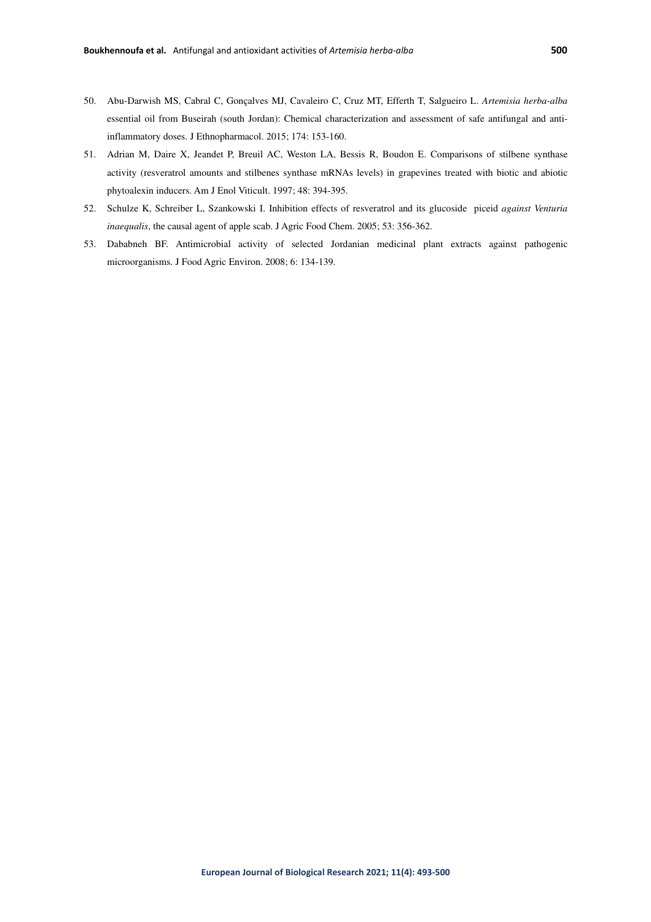50. Abu-Darwish MS, Cabral C, Gonçalves MJ, Cavaleiro C, Cruz MT, Efferth T, Salgueiro L. *Artemisia herba-alba* essential oil from Buseirah (south Jordan): Chemical characterization and assessment of safe antifungal and anti-inflammatory doses. J Ethnopharmacol. 2015; 174: 153-160.
51. Adrian M, Daire X, Jeandet P, Breuil AC, Weston LA, Bessis R, Boudon E. Comparisons of stilbene synthase activity (resveratrol amounts and stilbenes synthase mRNAs levels) in grapevines treated with biotic and abiotic phytoalexin inducers. Am J Enol Viticult. 1997; 48: 394-395.
52. Schulze K, Schreiber L, Szankowski I. Inhibition effects of resveratrol and its glucoside piceid *against Venturia inaequalis*, the causal agent of apple scab. J Agric Food Chem. 2005; 53: 356-362.
53. Dababneh BF. Antimicrobial activity of selected Jordanian medicinal plant extracts against pathogenic microorganisms. J Food Agric Environ. 2008; 6: 134-139.